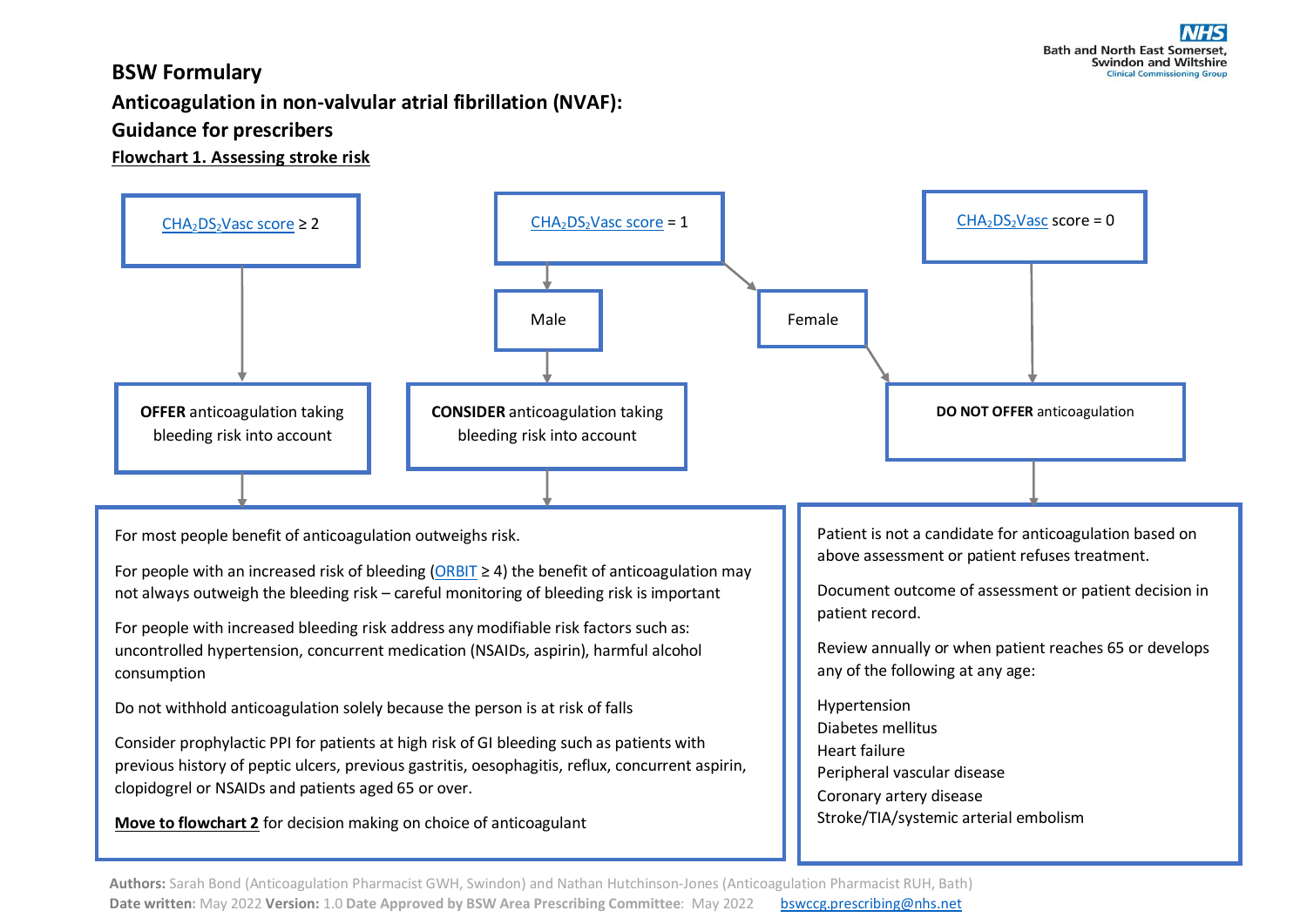# BSW Formulary

## Anticoagulation in non-valvular atrial fibrillation (NVAF): Guidance for prescribers

### Flowchart 1. Assessing stroke risk

**$CHA_2DS_2Vasc$ score ≥ 2**
→ **OFFER** anticoagulation taking bleeding risk into account

**$CHA_2DS_2Vasc$ score = 1**
- Male → **CONSIDER** anticoagulation taking bleeding risk into account
- Female → **DO NOT OFFER** anticoagulation

**$CHA_2DS_2Vasc$ score = 0**
→ **DO NOT OFFER** anticoagulation

---

**For OFFER / CONSIDER anticoagulation:**

For most people benefit of anticoagulation outweighs risk.

For people with an increased risk of bleeding (ORBIT ≥ 4) the benefit of anticoagulation may not always outweigh the bleeding risk – careful monitoring of bleeding risk is important

For people with increased bleeding risk address any modifiable risk factors such as: uncontrolled hypertension, concurrent medication (NSAIDs, aspirin), harmful alcohol consumption

Do not withhold anticoagulation solely because the person is at risk of falls

Consider prophylactic PPI for patients at high risk of GI bleeding such as patients with previous history of peptic ulcers, previous gastritis, oesophagitis, reflux, concurrent aspirin, clopidogrel or NSAIDs and patients aged 65 or over.

**Move to flowchart 2** for decision making on choice of anticoagulant

---

**For DO NOT OFFER anticoagulation:**

Patient is not a candidate for anticoagulation based on above assessment or patient refuses treatment.

Document outcome of assessment or patient decision in patient record.

Review annually or when patient reaches 65 or develops any of the following at any age:

- Hypertension
- Diabetes mellitus
- Heart failure
- Peripheral vascular disease
- Coronary artery disease
- Stroke/TIA/systemic arterial embolism

---

**Authors:** Sarah Bond (Anticoagulation Pharmacist GWH, Swindon) and Nathan Hutchinson-Jones (Anticoagulation Pharmacist RUH, Bath)
**Date written**: May 2022 **Version:** 1.0 **Date Approved by BSW Area Prescribing Committee**: May 2022 bswccg.prescribing@nhs.net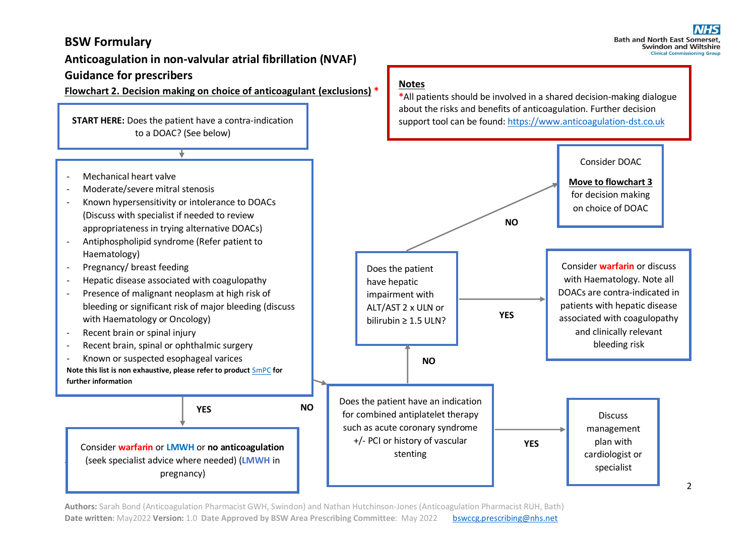# BSW Formulary

## Anticoagulation in non-valvular atrial fibrillation (NVAF)

## Guidance for prescribers

**Flowchart 2. Decision making on choice of anticoagulant (exclusions) ***

**Notes**

*All patients should be involved in a shared decision-making dialogue about the risks and benefits of anticoagulation. Further decision support tool can be found: https://www.anticoagulation-dst.co.uk

**START HERE:** Does the patient have a contra-indication to a DOAC? (See below)

- Mechanical heart valve
- Moderate/severe mitral stenosis
- Known hypersensitivity or intolerance to DOACs (Discuss with specialist if needed to review appropriateness in trying alternative DOACs)
- Antiphospholipid syndrome (Refer patient to Haematology)
- Pregnancy/ breast feeding
- Hepatic disease associated with coagulopathy
- Presence of malignant neoplasm at high risk of bleeding or significant risk of major bleeding (discuss with Haematology or Oncology)
- Recent brain or spinal injury
- Recent brain, spinal or ophthalmic surgery
- Known or suspected esophageal varices

**Note this list is non exhaustive, please refer to product SmPC for further information**

**YES** → Consider **warfarin** or **LMWH** or **no anticoagulation** (seek specialist advice where needed) (**LMWH** in pregnancy)

**NO** → Does the patient have an indication for combined antiplatelet therapy such as acute coronary syndrome +/- PCI or history of vascular stenting

- **YES** → Discuss management plan with cardiologist or specialist
- **NO** → Does the patient have hepatic impairment with ALT/AST 2 x ULN or bilirubin ≥ 1.5 ULN?
  - **YES** → Consider **warfarin** or discuss with Haematology. Note all DOACs are contra-indicated in patients with hepatic disease associated with coagulopathy and clinically relevant bleeding risk
  - **NO** → Consider DOAC. **Move to flowchart 3** for decision making on choice of DOAC

**Authors:** Sarah Bond (Anticoagulation Pharmacist GWH, Swindon) and Nathan Hutchinson-Jones (Anticoagulation Pharmacist RUH, Bath)
**Date written:** May2022 **Version:** 1.0 **Date Approved by BSW Area Prescribing Committee**: May 2022 bswccg.prescribing@nhs.net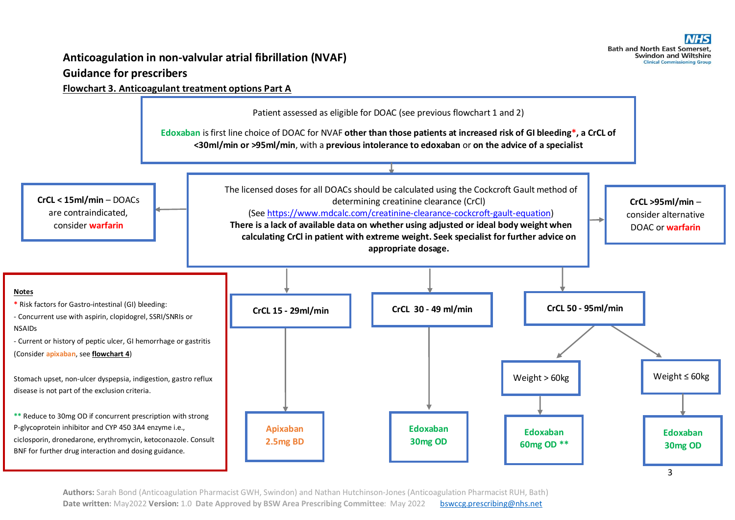# Anticoagulation in non-valvular atrial fibrillation (NVAF)

## Guidance for prescribers

### Flowchart 3. Anticoagulant treatment options Part A

Patient assessed as eligible for DOAC (see previous flowchart 1 and 2)

Edoxaban is first line choice of DOAC for NVAF **other than those patients at increased risk of GI bleeding*, a CrCL of <30ml/min or >95ml/min**, with a **previous intolerance to edoxaban** or **on the advice of a specialist**

↓

The licensed doses for all DOACs should be calculated using the Cockcroft Gault method of determining creatinine clearance (CrCl)
(See https://www.mdcalc.com/creatinine-clearance-cockcroft-gault-equation)
**There is a lack of available data on whether using adjusted or ideal body weight when calculating CrCl in patient with extreme weight. Seek specialist for further advice on appropriate dosage.**

- **CrCL < 15ml/min** – DOACs are contraindicated, consider warfarin
- **CrCL >95ml/min** – consider alternative DOAC or warfarin
- **CrCL 15 - 29ml/min** → Apixaban 2.5mg BD
- **CrCL 30 - 49 ml/min** → Edoxaban 30mg OD
- **CrCL 50 - 95ml/min**
  - Weight > 60kg → Edoxaban 60mg OD **
  - Weight ≤ 60kg → Edoxaban 30mg OD

**Notes**

\* Risk factors for Gastro-intestinal (GI) bleeding:
- Concurrent use with aspirin, clopidogrel, SSRI/SNRIs or NSAIDs
- Current or history of peptic ulcer, GI hemorrhage or gastritis

(Consider apixaban, see **flowchart 4**)

Stomach upset, non-ulcer dyspepsia, indigestion, gastro reflux disease is not part of the exclusion criteria.

** Reduce to 30mg OD if concurrent prescription with strong P-glycoprotein inhibitor and CYP 450 3A4 enzyme i.e., ciclosporin, dronedarone, erythromycin, ketoconazole. Consult BNF for further drug interaction and dosing guidance.

**Authors:** Sarah Bond (Anticoagulation Pharmacist GWH, Swindon) and Nathan Hutchinson-Jones (Anticoagulation Pharmacist RUH, Bath)
**Date written:** May2022 **Version:** 1.0 **Date Approved by BSW Area Prescribing Committee**: May 2022 bswccg.prescribing@nhs.net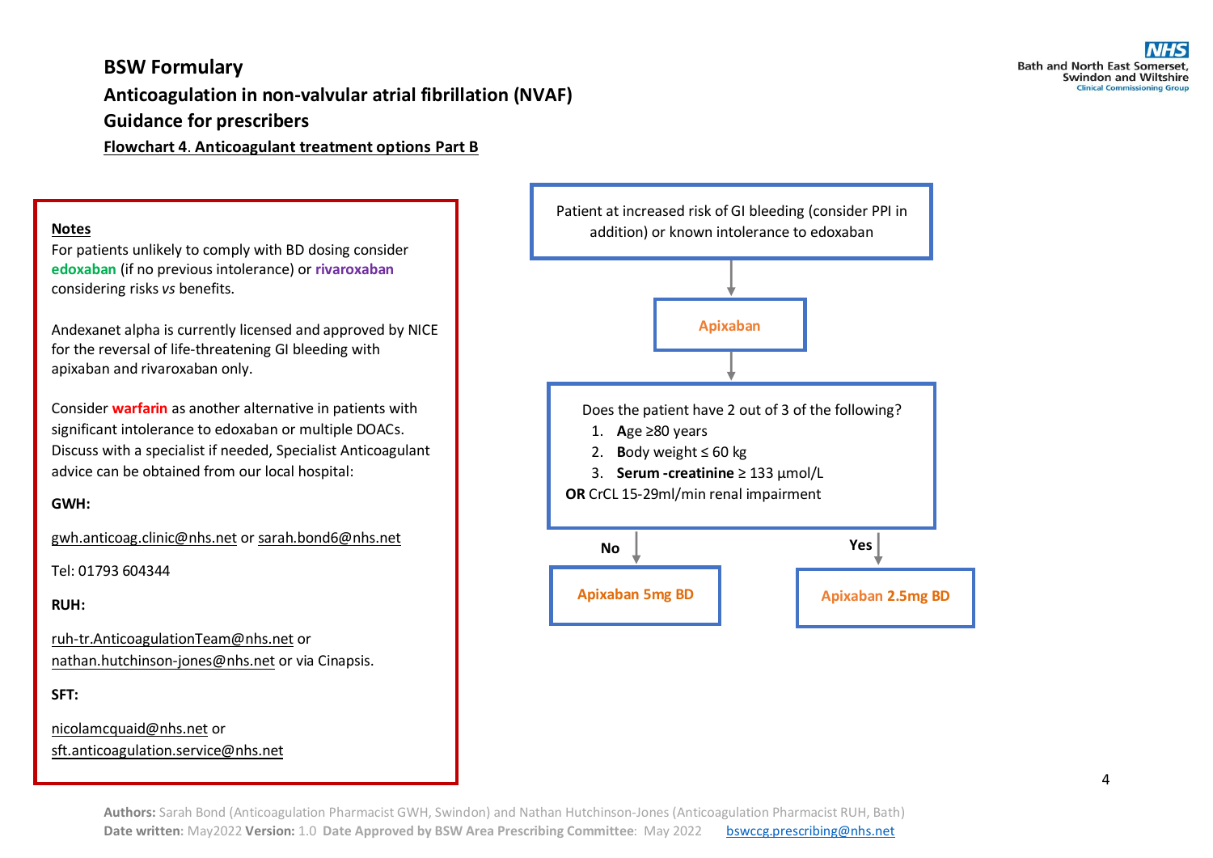# BSW Formulary

## Anticoagulation in non-valvular atrial fibrillation (NVAF)

## Guidance for prescribers

### Flowchart 4. Anticoagulant treatment options Part B

**Notes**

For patients unlikely to comply with BD dosing consider **edoxaban** (if no previous intolerance) or **rivaroxaban** considering risks *vs* benefits.

Andexanet alpha is currently licensed and approved by NICE for the reversal of life-threatening GI bleeding with apixaban and rivaroxaban only.

Consider **warfarin** as another alternative in patients with significant intolerance to edoxaban or multiple DOACs. Discuss with a specialist if needed, Specialist Anticoagulant advice can be obtained from our local hospital:

**GWH:**

gwh.anticoag.clinic@nhs.net or sarah.bond6@nhs.net

Tel: 01793 604344

**RUH:**

ruh-tr.AnticoagulationTeam@nhs.net or nathan.hutchinson-jones@nhs.net or via Cinapsis.

**SFT:**

nicolamcquaid@nhs.net or sft.anticoagulation.service@nhs.net

---

Patient at increased risk of GI bleeding (consider PPI in addition) or known intolerance to edoxaban

↓

**Apixaban**

↓

Does the patient have 2 out of 3 of the following?

1. **A**ge ≥80 years
2. **B**ody weight ≤ 60 kg
3. **Serum -creatinine** ≥ 133 µmol/L

**OR** CrCL 15-29ml/min renal impairment

- **No** → **Apixaban 5mg BD**
- **Yes** → **Apixaban 2.5mg BD**

**Authors:** Sarah Bond (Anticoagulation Pharmacist GWH, Swindon) and Nathan Hutchinson-Jones (Anticoagulation Pharmacist RUH, Bath)
**Date written:** May2022 **Version:** 1.0 **Date Approved by BSW Area Prescribing Committee**: May 2022 bswccg.prescribing@nhs.net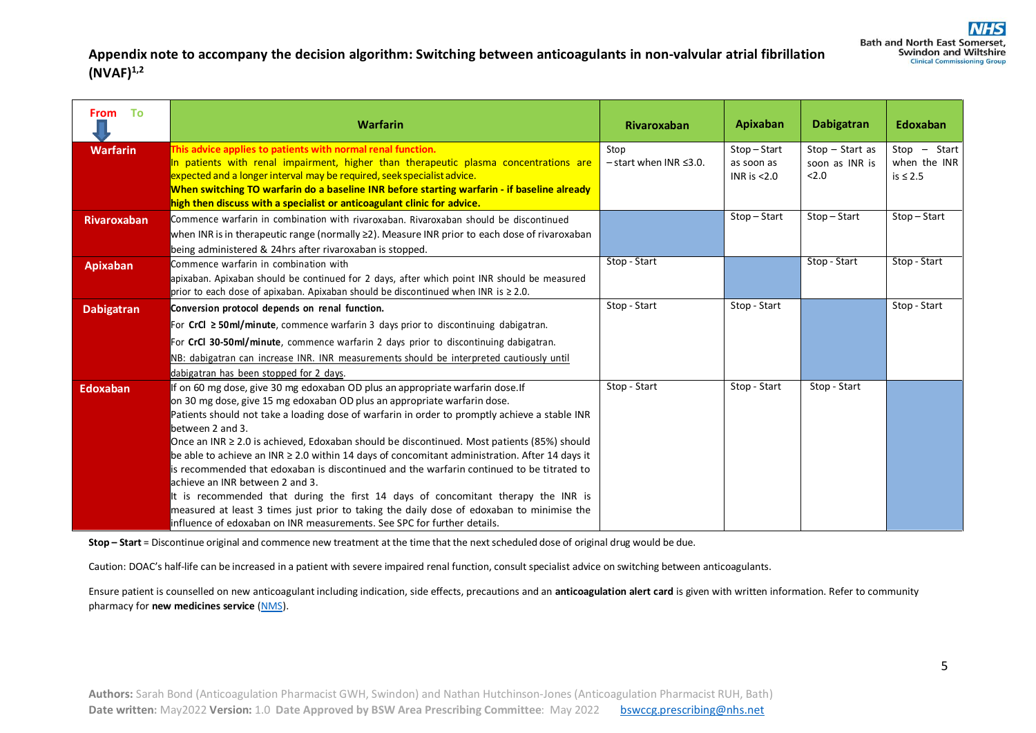## Appendix note to accompany the decision algorithm: Switching between anticoagulants in non-valvular atrial fibrillation (NVAF)[1,2]

| From ↓ To → | Warfarin | Rivaroxaban | Apixaban | Dabigatran | Edoxaban |
|---|---|---|---|---|---|
| **Warfarin** | **This advice applies to patients with normal renal function.** In patients with renal impairment, higher than therapeutic plasma concentrations are expected and a longer interval may be required, seek specialist advice. **When switching TO warfarin do a baseline INR before starting warfarin - if baseline already high then discuss with a specialist or anticoagulant clinic for advice.** | Stop – start when INR ≤3.0. | Stop – Start as soon as INR is <2.0 | Stop – Start as soon as INR is <2.0 | Stop – Start when the INR is ≤ 2.5 |
| **Rivaroxaban** | Commence warfarin in combination with rivaroxaban. Rivaroxaban should be discontinued when INR is in therapeutic range (normally ≥2). Measure INR prior to each dose of rivaroxaban being administered & 24hrs after rivaroxaban is stopped. | | Stop – Start | Stop – Start | Stop – Start |
| **Apixaban** | Commence warfarin in combination with apixaban. Apixaban should be continued for 2 days, after which point INR should be measured prior to each dose of apixaban. Apixaban should be discontinued when INR is ≥ 2.0. | Stop - Start | | Stop - Start | Stop - Start |
| **Dabigatran** | **Conversion protocol depends on renal function.** For **CrCl ≥ 50ml/minute**, commence warfarin 3 days prior to discontinuing dabigatran. For **CrCl 30-50ml/minute**, commence warfarin 2 days prior to discontinuing dabigatran. NB: dabigatran can increase INR. INR measurements should be interpreted cautiously until dabigatran has been stopped for 2 days. | Stop - Start | Stop - Start | | Stop - Start |
| **Edoxaban** | If on 60 mg dose, give 30 mg edoxaban OD plus an appropriate warfarin dose. If on 30 mg dose, give 15 mg edoxaban OD plus an appropriate warfarin dose. Patients should not take a loading dose of warfarin in order to promptly achieve a stable INR between 2 and 3. Once an INR ≥ 2.0 is achieved, Edoxaban should be discontinued. Most patients (85%) should be able to achieve an INR ≥ 2.0 within 14 days of concomitant administration. After 14 days it is recommended that edoxaban is discontinued and the warfarin continued to be titrated to achieve an INR between 2 and 3. It is recommended that during the first 14 days of concomitant therapy the INR is measured at least 3 times just prior to taking the daily dose of edoxaban to minimise the influence of edoxaban on INR measurements. See SPC for further details. | Stop - Start | Stop - Start | Stop - Start | |

**Stop – Start** = Discontinue original and commence new treatment at the time that the next scheduled dose of original drug would be due.

Caution: DOAC's half-life can be increased in a patient with severe impaired renal function, consult specialist advice on switching between anticoagulants.

Ensure patient is counselled on new anticoagulant including indication, side effects, precautions and an **anticoagulation alert card** is given with written information. Refer to community pharmacy for **new medicines service** (NMS).

**Authors:** Sarah Bond (Anticoagulation Pharmacist GWH, Swindon) and Nathan Hutchinson-Jones (Anticoagulation Pharmacist RUH, Bath)
**Date written:** May2022 **Version:** 1.0 **Date Approved by BSW Area Prescribing Committee**: May 2022 bswccg.prescribing@nhs.net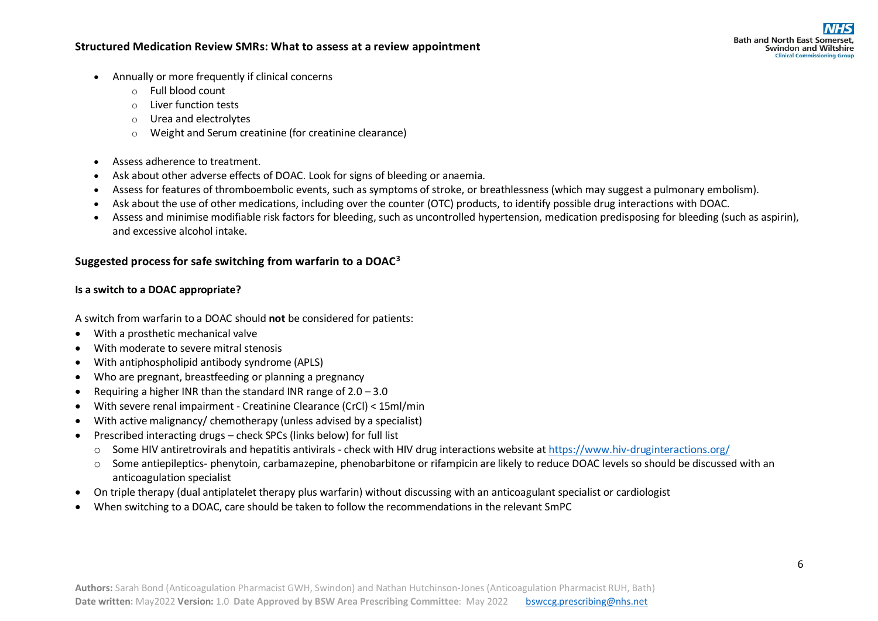- Annually or more frequently if clinical concerns
  - Full blood count
  - Liver function tests
  - Urea and electrolytes
  - Weight and Serum creatinine (for creatinine clearance)

- Assess adherence to treatment.
- Ask about other adverse effects of DOAC. Look for signs of bleeding or anaemia.
- Assess for features of thromboembolic events, such as symptoms of stroke, or breathlessness (which may suggest a pulmonary embolism).
- Ask about the use of other medications, including over the counter (OTC) products, to identify possible drug interactions with DOAC.
- Assess and minimise modifiable risk factors for bleeding, such as uncontrolled hypertension, medication predisposing for bleeding (such as aspirin), and excessive alcohol intake.

## Suggested process for safe switching from warfarin to a DOAC[3]

### Is a switch to a DOAC appropriate?

A switch from warfarin to a DOAC should **not** be considered for patients:

- With a prosthetic mechanical valve
- With moderate to severe mitral stenosis
- With antiphospholipid antibody syndrome (APLS)
- Who are pregnant, breastfeeding or planning a pregnancy
- Requiring a higher INR than the standard INR range of 2.0 – 3.0
- With severe renal impairment - Creatinine Clearance (CrCl) < 15ml/min
- With active malignancy/ chemotherapy (unless advised by a specialist)
- Prescribed interacting drugs – check SPCs (links below) for full list
  - Some HIV antiretrovirals and hepatitis antivirals - check with HIV drug interactions website at [https://www.hiv-druginteractions.org/](https://www.hiv-druginteractions.org/)
  - Some antiepileptics- phenytoin, carbamazepine, phenobarbitone or rifampicin are likely to reduce DOAC levels so should be discussed with an anticoagulation specialist
- On triple therapy (dual antiplatelet therapy plus warfarin) without discussing with an anticoagulant specialist or cardiologist
- When switching to a DOAC, care should be taken to follow the recommendations in the relevant SmPC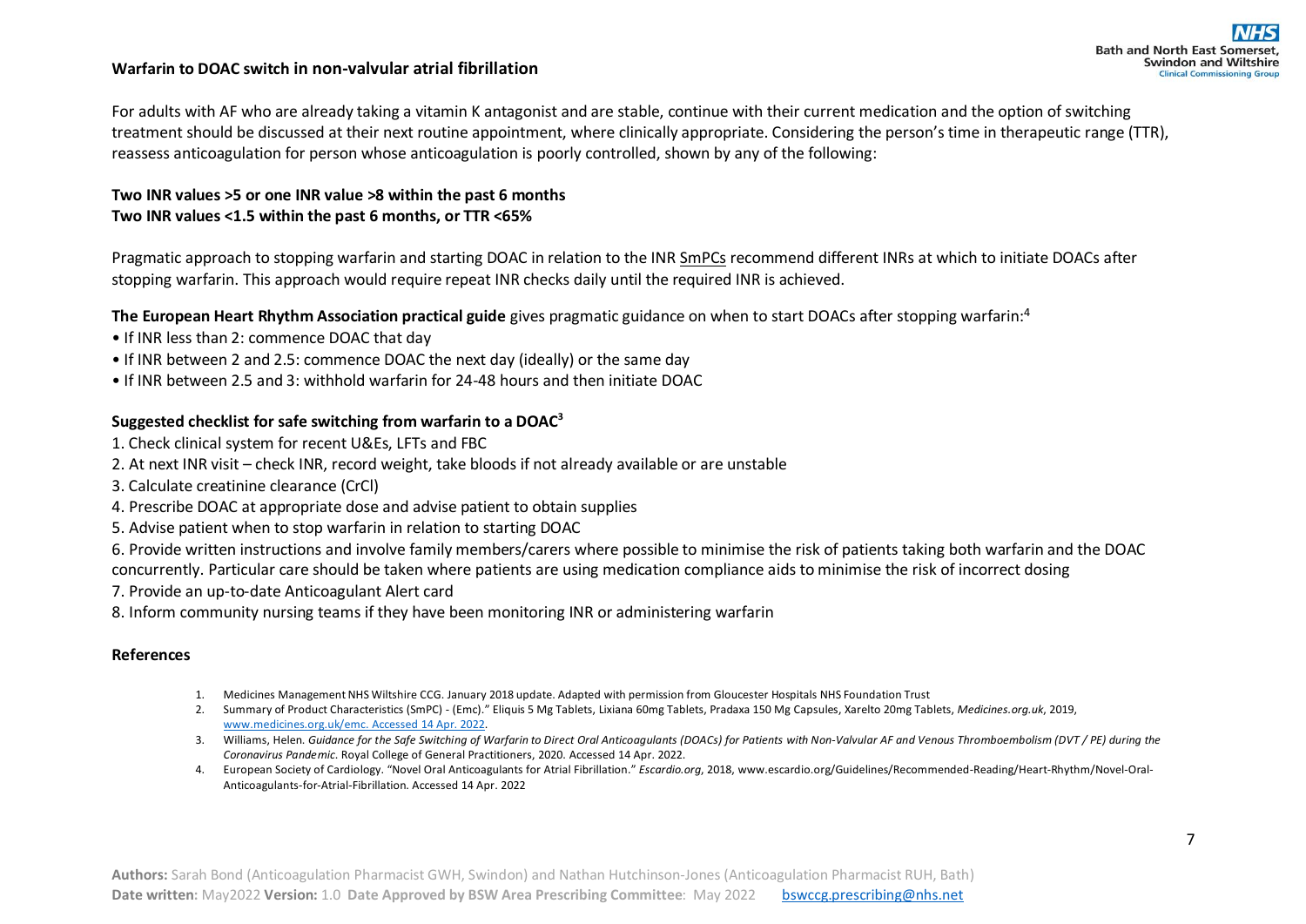## Warfarin to DOAC switch in non-valvular atrial fibrillation

For adults with AF who are already taking a vitamin K antagonist and are stable, continue with their current medication and the option of switching treatment should be discussed at their next routine appointment, where clinically appropriate. Considering the person's time in therapeutic range (TTR), reassess anticoagulation for person whose anticoagulation is poorly controlled, shown by any of the following:

**Two INR values >5 or one INR value >8 within the past 6 months**
**Two INR values <1.5 within the past 6 months, or TTR <65%**

Pragmatic approach to stopping warfarin and starting DOAC in relation to the INR SmPCs recommend different INRs at which to initiate DOACs after stopping warfarin. This approach would require repeat INR checks daily until the required INR is achieved.

**The European Heart Rhythm Association practical guide** gives pragmatic guidance on when to start DOACs after stopping warfarin:[4]

- If INR less than 2: commence DOAC that day
- If INR between 2 and 2.5: commence DOAC the next day (ideally) or the same day
- If INR between 2.5 and 3: withhold warfarin for 24-48 hours and then initiate DOAC

**Suggested checklist for safe switching from warfarin to a DOAC[3]**

1. Check clinical system for recent U&Es, LFTs and FBC
2. At next INR visit – check INR, record weight, take bloods if not already available or are unstable
3. Calculate creatinine clearance (CrCl)
4. Prescribe DOAC at appropriate dose and advise patient to obtain supplies
5. Advise patient when to stop warfarin in relation to starting DOAC
6. Provide written instructions and involve family members/carers where possible to minimise the risk of patients taking both warfarin and the DOAC concurrently. Particular care should be taken where patients are using medication compliance aids to minimise the risk of incorrect dosing
7. Provide an up-to-date Anticoagulant Alert card
8. Inform community nursing teams if they have been monitoring INR or administering warfarin

**References**

1. Medicines Management NHS Wiltshire CCG. January 2018 update. Adapted with permission from Gloucester Hospitals NHS Foundation Trust
2. Summary of Product Characteristics (SmPC) - (Emc)." Eliquis 5 Mg Tablets, Lixiana 60mg Tablets, Pradaxa 150 Mg Capsules, Xarelto 20mg Tablets, *Medicines.org.uk*, 2019, www.medicines.org.uk/emc. Accessed 14 Apr. 2022.
3. Williams, Helen. *Guidance for the Safe Switching of Warfarin to Direct Oral Anticoagulants (DOACs) for Patients with Non-Valvular AF and Venous Thromboembolism (DVT / PE) during the Coronavirus Pandemic*. Royal College of General Practitioners, 2020. Accessed 14 Apr. 2022.
4. European Society of Cardiology. "Novel Oral Anticoagulants for Atrial Fibrillation." *Escardio.org*, 2018, www.escardio.org/Guidelines/Recommended-Reading/Heart-Rhythm/Novel-Oral-Anticoagulants-for-Atrial-Fibrillation. Accessed 14 Apr. 2022

**Authors:** Sarah Bond (Anticoagulation Pharmacist GWH, Swindon) and Nathan Hutchinson-Jones (Anticoagulation Pharmacist RUH, Bath)
**Date written:** May2022 **Version:** 1.0 **Date Approved by BSW Area Prescribing Committee**: May 2022 bswccg.prescribing@nhs.net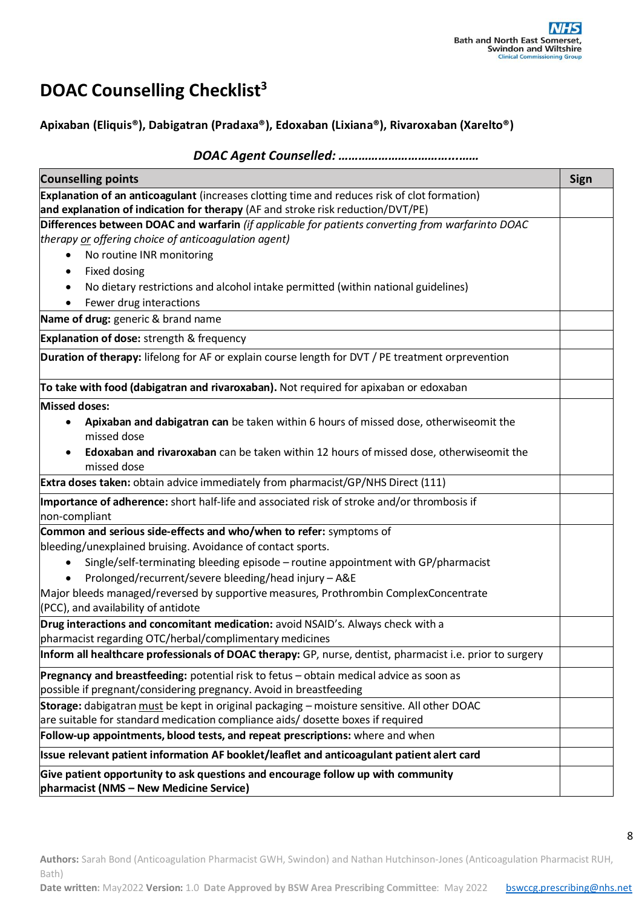# DOAC Counselling Checklist[3]

**Apixaban (Eliquis®), Dabigatran (Pradaxa®), Edoxaban (Lixiana®), Rivaroxaban (Xarelto®)**

***DOAC Agent Counselled: ………………………………..……***

| Counselling points | Sign |
|---|---|
| **Explanation of an anticoagulant** (increases clotting time and reduces risk of clot formation) **and explanation of indication for therapy** (AF and stroke risk reduction/DVT/PE) | |
| **Differences between DOAC and warfarin** *(if applicable for patients converting from warfarin to DOAC therapy or offering choice of anticoagulation agent)*<br>• No routine INR monitoring<br>• Fixed dosing<br>• No dietary restrictions and alcohol intake permitted (within national guidelines)<br>• Fewer drug interactions | |
| **Name of drug:** generic & brand name | |
| **Explanation of dose:** strength & frequency | |
| **Duration of therapy:** lifelong for AF or explain course length for DVT / PE treatment or prevention | |
| **To take with food (dabigatran and rivaroxaban).** Not required for apixaban or edoxaban | |
| **Missed doses:**<br>• **Apixaban and dabigatran can** be taken within 6 hours of missed dose, otherwise omit the missed dose<br>• **Edoxaban and rivaroxaban** can be taken within 12 hours of missed dose, otherwise omit the missed dose | |
| **Extra doses taken:** obtain advice immediately from pharmacist/GP/NHS Direct (111) | |
| **Importance of adherence:** short half-life and associated risk of stroke and/or thrombosis if non-compliant | |
| **Common and serious side-effects and who/when to refer:** symptoms of bleeding/unexplained bruising. Avoidance of contact sports.<br>• Single/self-terminating bleeding episode – routine appointment with GP/pharmacist<br>• Prolonged/recurrent/severe bleeding/head injury – A&E<br>Major bleeds managed/reversed by supportive measures, Prothrombin Complex Concentrate (PCC), and availability of antidote | |
| **Drug interactions and concomitant medication:** avoid NSAID's. Always check with a pharmacist regarding OTC/herbal/complimentary medicines | |
| **Inform all healthcare professionals of DOAC therapy:** GP, nurse, dentist, pharmacist i.e. prior to surgery | |
| **Pregnancy and breastfeeding:** potential risk to fetus – obtain medical advice as soon as possible if pregnant/considering pregnancy. Avoid in breastfeeding | |
| **Storage:** dabigatran must be kept in original packaging – moisture sensitive. All other DOAC are suitable for standard medication compliance aids/ dosette boxes if required | |
| **Follow-up appointments, blood tests, and repeat prescriptions:** where and when | |
| **Issue relevant patient information AF booklet/leaflet and anticoagulant patient alert card** | |
| **Give patient opportunity to ask questions and encourage follow up with community pharmacist (NMS – New Medicine Service)** | |

**Authors:** Sarah Bond (Anticoagulation Pharmacist GWH, Swindon) and Nathan Hutchinson-Jones (Anticoagulation Pharmacist RUH, Bath)

**Date written**: May2022 **Version:** 1.0 **Date Approved by BSW Area Prescribing Committee**: May 2022 bswccg.prescribing@nhs.net